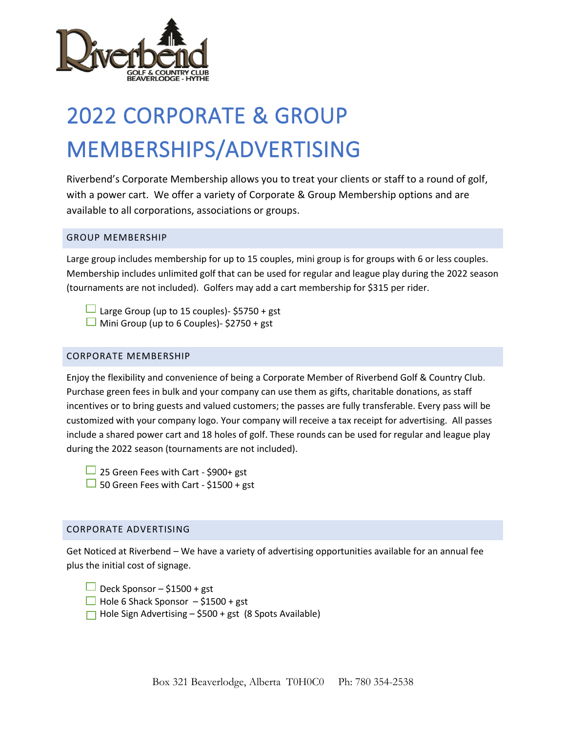Riverbend
GOLF & COUNTRY CLUB
BEAVERLODGE - HYTHE

# 2022 CORPORATE & GROUP MEMBERSHIPS/ADVERTISING

Riverbend's Corporate Membership allows you to treat your clients or staff to a round of golf, with a power cart. We offer a variety of Corporate & Group Membership options and are available to all corporations, associations or groups.

## GROUP MEMBERSHIP

Large group includes membership for up to 15 couples, mini group is for groups with 6 or less couples. Membership includes unlimited golf that can be used for regular and league play during the 2022 season (tournaments are not included). Golfers may add a cart membership for $315 per rider.

- ☐ Large Group (up to 15 couples)- $5750 + gst
- ☐ Mini Group (up to 6 Couples)- $2750 + gst

## CORPORATE MEMBERSHIP

Enjoy the flexibility and convenience of being a Corporate Member of Riverbend Golf & Country Club. Purchase green fees in bulk and your company can use them as gifts, charitable donations, as staff incentives or to bring guests and valued customers; the passes are fully transferable. Every pass will be customized with your company logo. Your company will receive a tax receipt for advertising. All passes include a shared power cart and 18 holes of golf. These rounds can be used for regular and league play during the 2022 season (tournaments are not included).

- ☐ 25 Green Fees with Cart - $900+ gst
- ☐ 50 Green Fees with Cart - $1500 + gst

## CORPORATE ADVERTISING

Get Noticed at Riverbend – We have a variety of advertising opportunities available for an annual fee plus the initial cost of signage.

- ☐ Deck Sponsor – $1500 + gst
- ☐ Hole 6 Shack Sponsor – $1500 + gst
- ☐ Hole Sign Advertising – $500 + gst (8 Spots Available)

Box 321 Beaverlodge, Alberta T0H0C0 Ph: 780 354-2538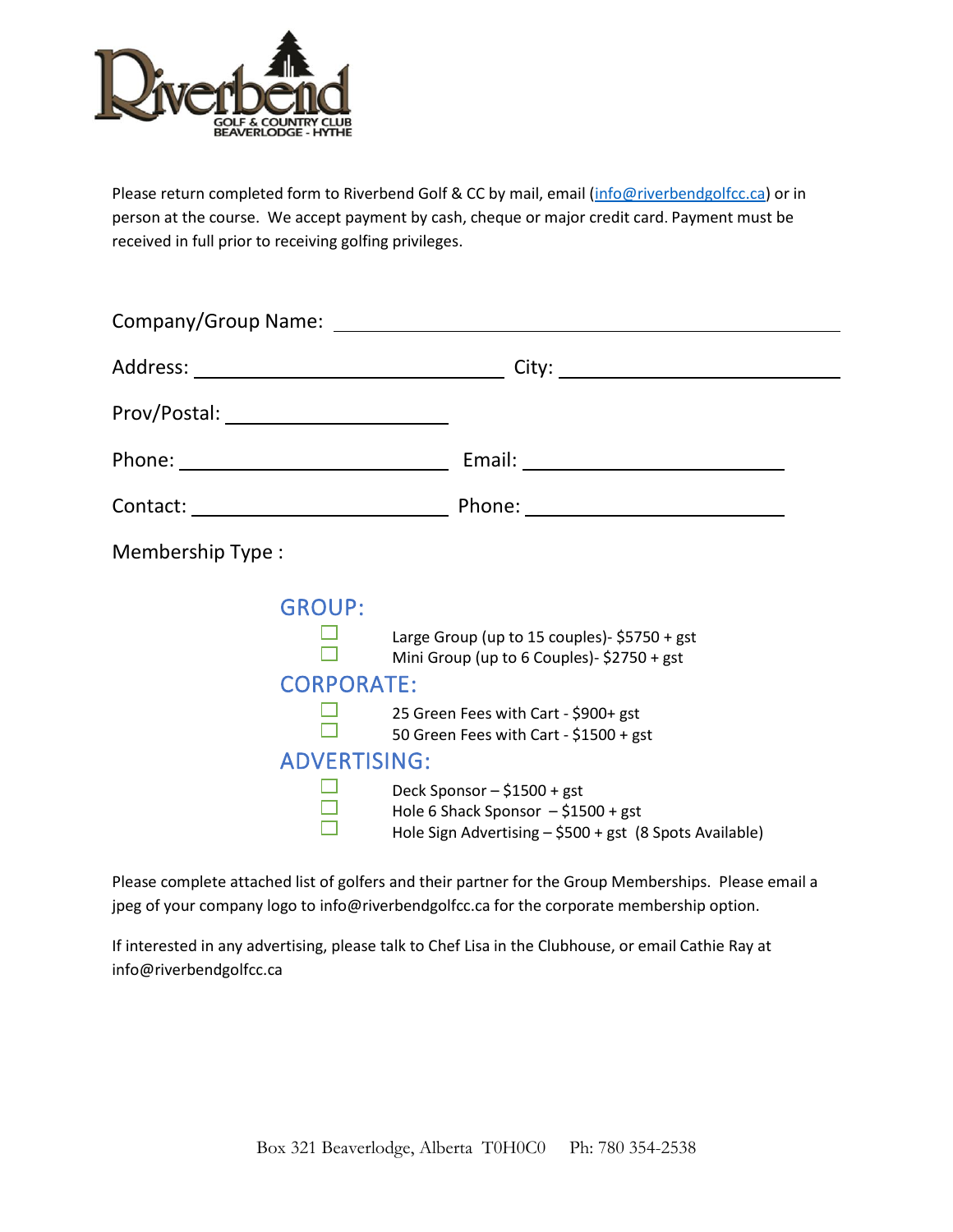Riverbend GOLF & COUNTRY CLUB BEAVERLODGE - HYTHE

Please return completed form to Riverbend Golf & CC by mail, email (info@riverbendgolfcc.ca) or in person at the course. We accept payment by cash, cheque or major credit card. Payment must be received in full prior to receiving golfing privileges.

Company/Group Name: ______________________________

Address: ____________________ City: ____________________

Prov/Postal: ____________________

Phone: ____________________ Email: ____________________

Contact: ____________________ Phone: ____________________

Membership Type :

## GROUP:

- ☐ Large Group (up to 15 couples)- $5750 + gst
- ☐ Mini Group (up to 6 Couples)- $2750 + gst

## CORPORATE:

- ☐ 25 Green Fees with Cart - $900+ gst
- ☐ 50 Green Fees with Cart - $1500 + gst

## ADVERTISING:

- ☐ Deck Sponsor – $1500 + gst
- ☐ Hole 6 Shack Sponsor – $1500 + gst
- ☐ Hole Sign Advertising – $500 + gst (8 Spots Available)

Please complete attached list of golfers and their partner for the Group Memberships. Please email a jpeg of your company logo to info@riverbendgolfcc.ca for the corporate membership option.

If interested in any advertising, please talk to Chef Lisa in the Clubhouse, or email Cathie Ray at info@riverbendgolfcc.ca

Box 321 Beaverlodge, Alberta T0H0C0 Ph: 780 354-2538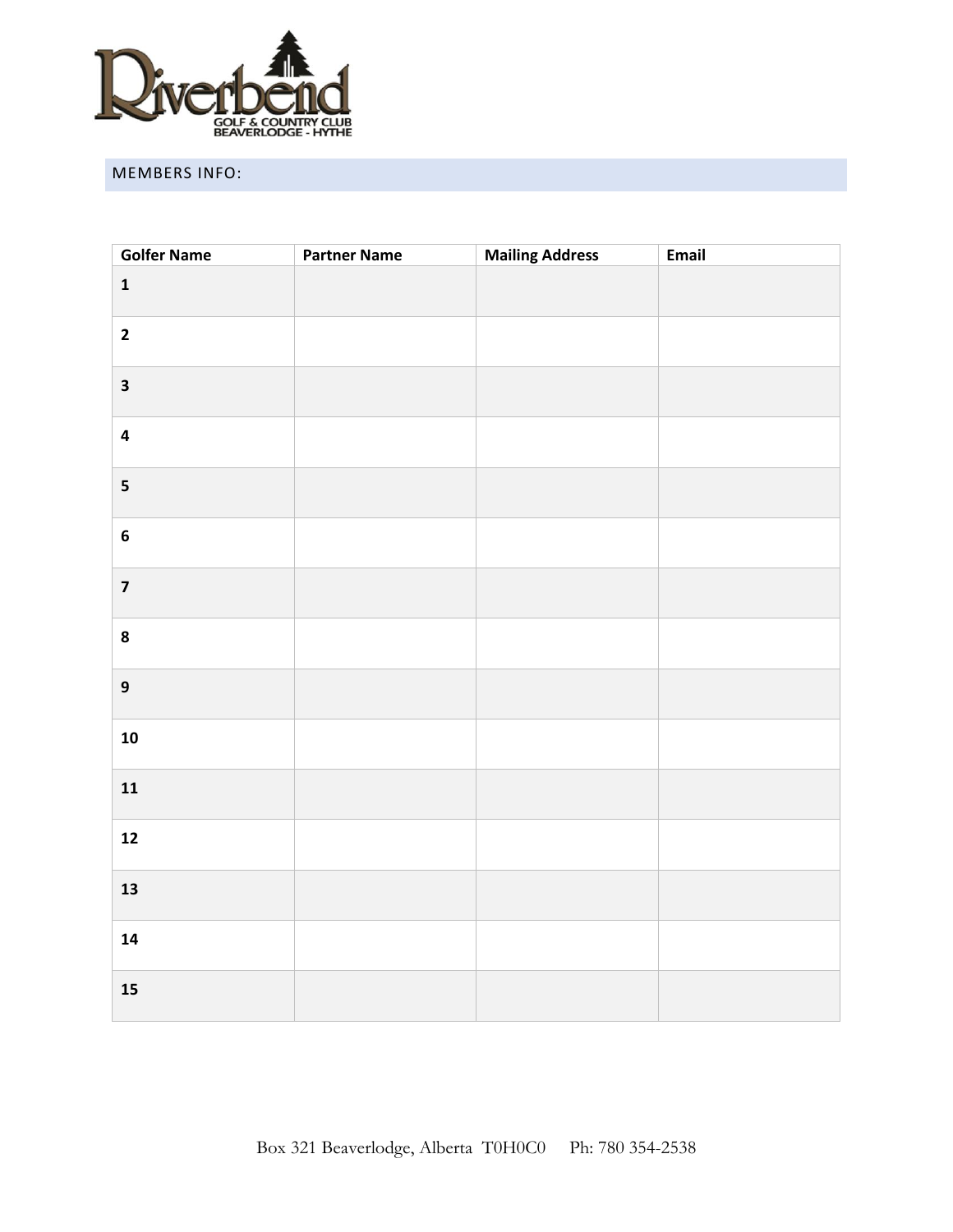Riverbend

GOLF & COUNTRY CLUB
BEAVERLODGE - HYTHE

## MEMBERS INFO:

| Golfer Name | Partner Name | Mailing Address | Email |
|---|---|---|---|
| 1 | | | |
| 2 | | | |
| 3 | | | |
| 4 | | | |
| 5 | | | |
| 6 | | | |
| 7 | | | |
| 8 | | | |
| 9 | | | |
| 10 | | | |
| 11 | | | |
| 12 | | | |
| 13 | | | |
| 14 | | | |
| 15 | | | |

Box 321 Beaverlodge, Alberta T0H0C0 Ph: 780 354-2538